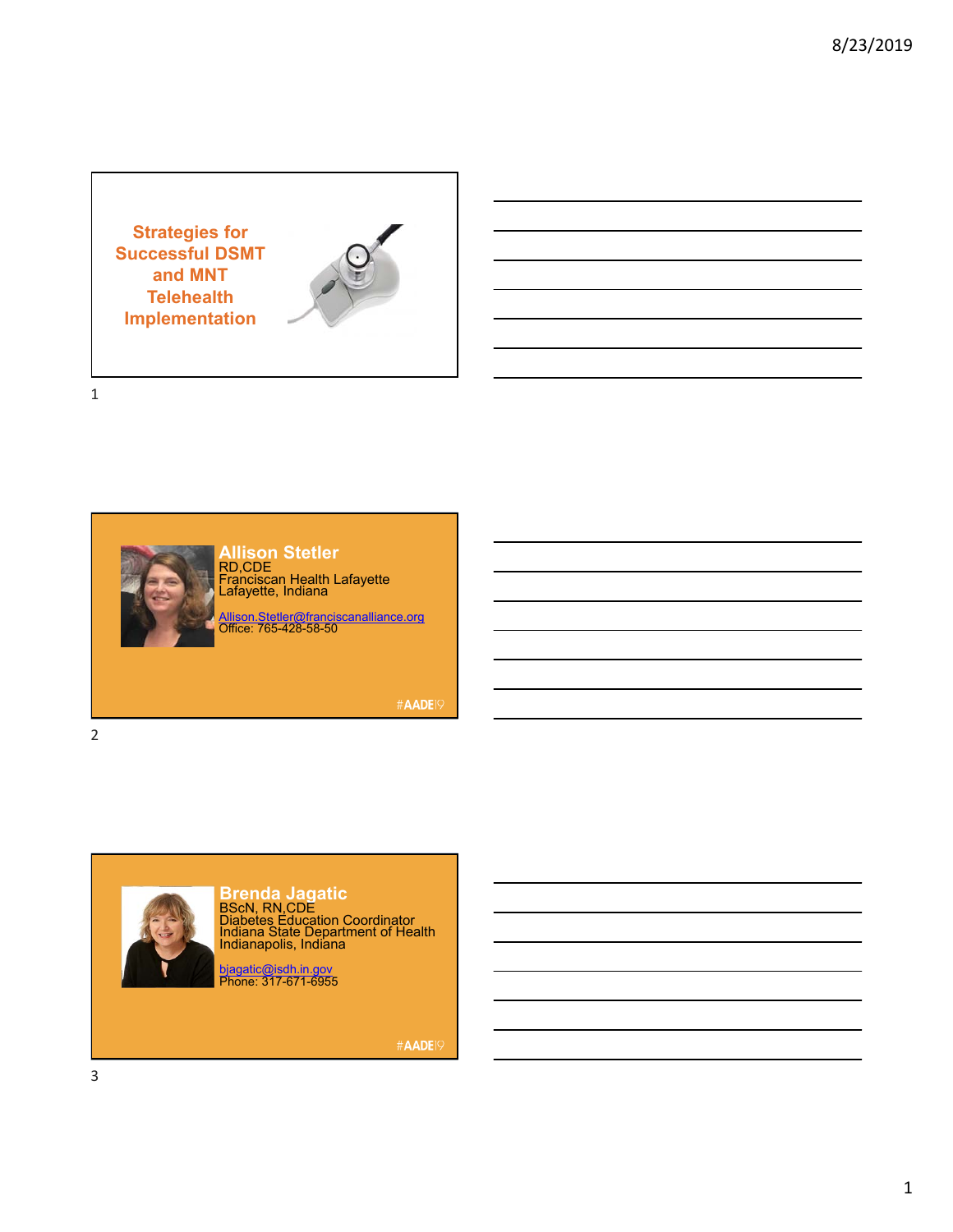# Strategies for Successful DSMT and MNT Telehealth Implementation

## Allison Stetler

RD,CDE
Franciscan Health Lafayette
Lafayette, Indiana

Allison.Stetler@franciscanalliance.org
Office: 765-428-58-50

#AADE19

## Brenda Jagatic

BScN, RN,CDE
Diabetes Education Coordinator
Indiana State Department of Health
Indianapolis, Indiana

bjagatic@isdh.in.gov
Phone: 317-671-6955

#AADE19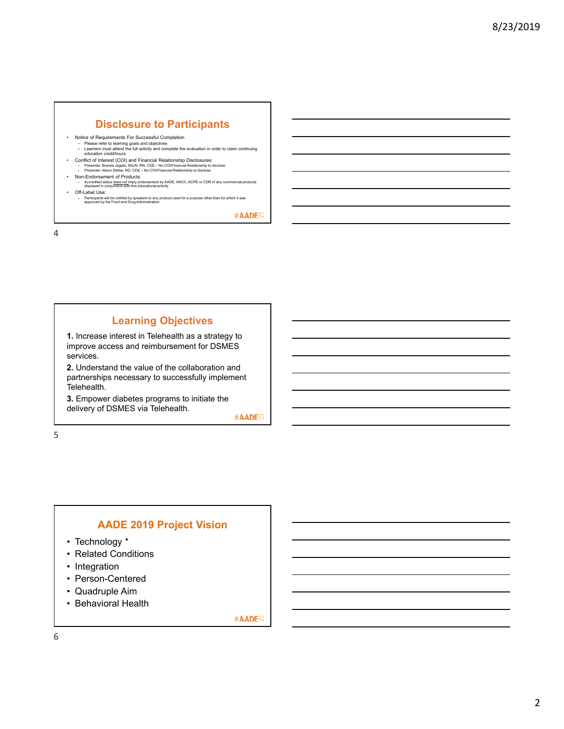## Disclosure to Participants

- Notice of Requirements For Successful Completion
  - Please refer to learning goals and objectives
  - Learners must attend the full activity and complete the evaluation in order to claim continuing education credit/hours
- Conflict of Interest (COI) and Financial Relationship Disclosures:
  - Presenter: Brenda Jagatic, BScN, RN, CDE – No COI/Financial Relationship to disclose
  - Presenter: Alison Stetler, RD, CDE – No COI/Financial Relationship to disclose
- Non-Endorsement of Products:
  - Accredited status does not imply endorsement by AADE, ANCC, ACPE or CDR of any commercial products displayed in conjunction with this educational activity
- Off-Label Use:
  - Participants will be notified by speakers to any product used for a purpose other than for which it was approved by the Food and Drug Administration.

#AADE19

## Learning Objectives

**1.** Increase interest in Telehealth as a strategy to improve access and reimbursement for DSMES services.

**2.** Understand the value of the collaboration and partnerships necessary to successfully implement Telehealth.

**3.** Empower diabetes programs to initiate the delivery of DSMES via Telehealth.

#AADE19

## AADE 2019 Project Vision

- Technology *
- Related Conditions
- Integration
- Person-Centered
- Quadruple Aim
- Behavioral Health

#AADE19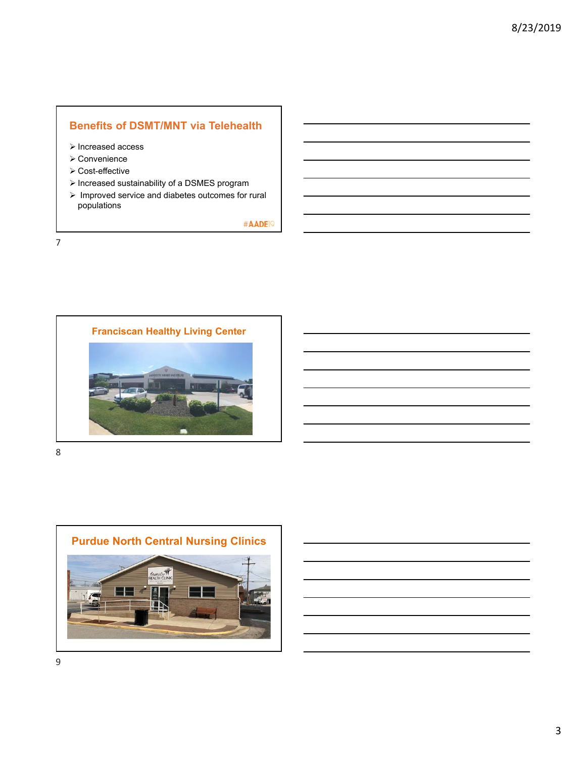## Benefits of DSMT/MNT via Telehealth

- Increased access
- Convenience
- Cost-effective
- Increased sustainability of a DSMES program
- Improved service and diabetes outcomes for rural populations

#AADE19

## Franciscan Healthy Living Center

## Purdue North Central Nursing Clinics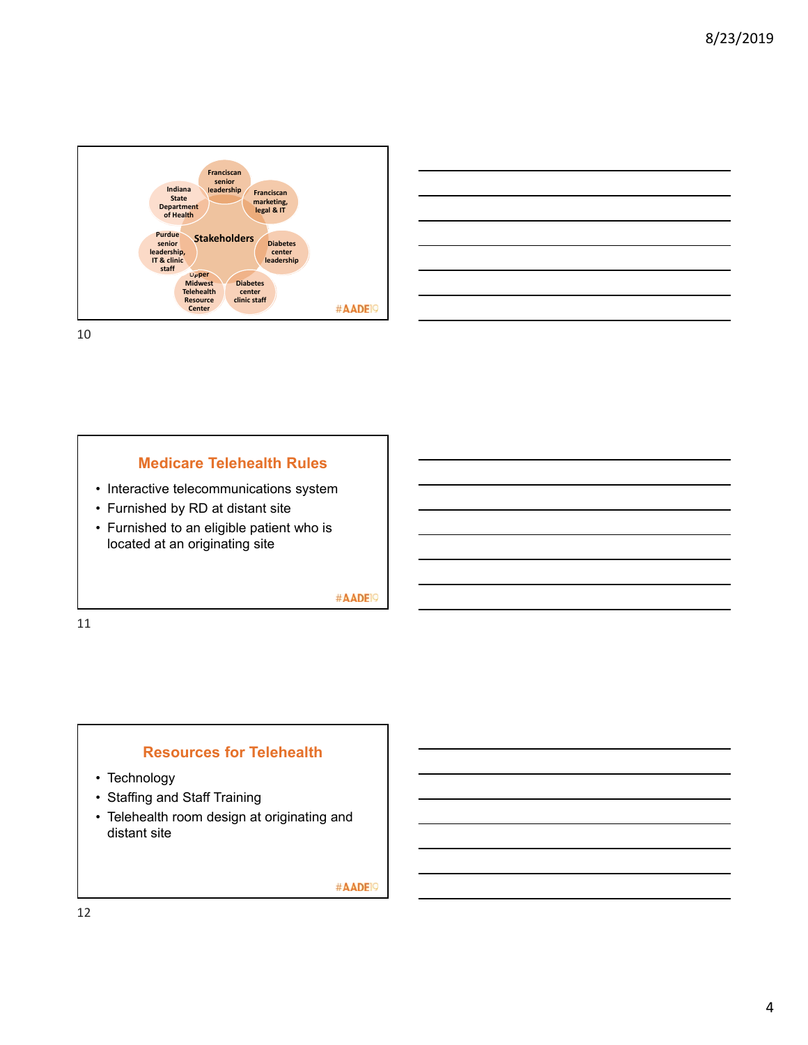Stakeholders

- Franciscan senior leadership
- Franciscan marketing, legal & IT
- Diabetes center leadership
- Diabetes center clinic staff
- Upper Midwest Telehealth Resource Center
- Purdue senior leadership, IT & clinic staff
- Indiana State Department of Health

#AADE19

## Medicare Telehealth Rules

- Interactive telecommunications system
- Furnished by RD at distant site
- Furnished to an eligible patient who is located at an originating site

#AADE19

## Resources for Telehealth

- Technology
- Staffing and Staff Training
- Telehealth room design at originating and distant site

#AADE19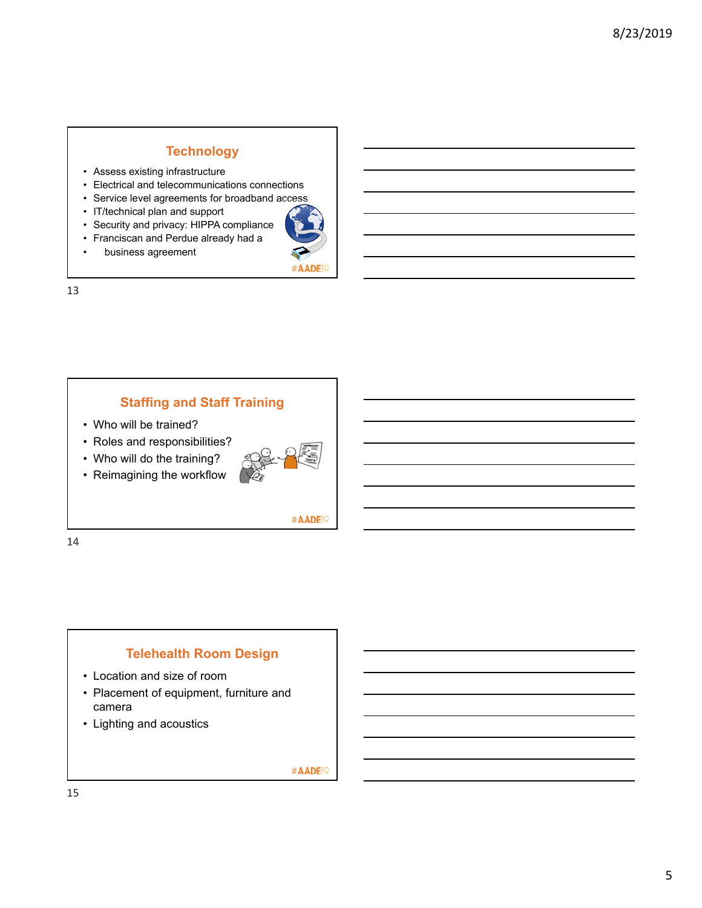## Technology

- Assess existing infrastructure
- Electrical and telecommunications connections
- Service level agreements for broadband access
- IT/technical plan and support
- Security and privacy: HIPPA compliance
- Franciscan and Perdue already had a
- business agreement

#AADE19

## Staffing and Staff Training

- Who will be trained?
- Roles and responsibilities?
- Who will do the training?
- Reimagining the workflow

#AADE19

## Telehealth Room Design

- Location and size of room
- Placement of equipment, furniture and camera
- Lighting and acoustics

#AADE19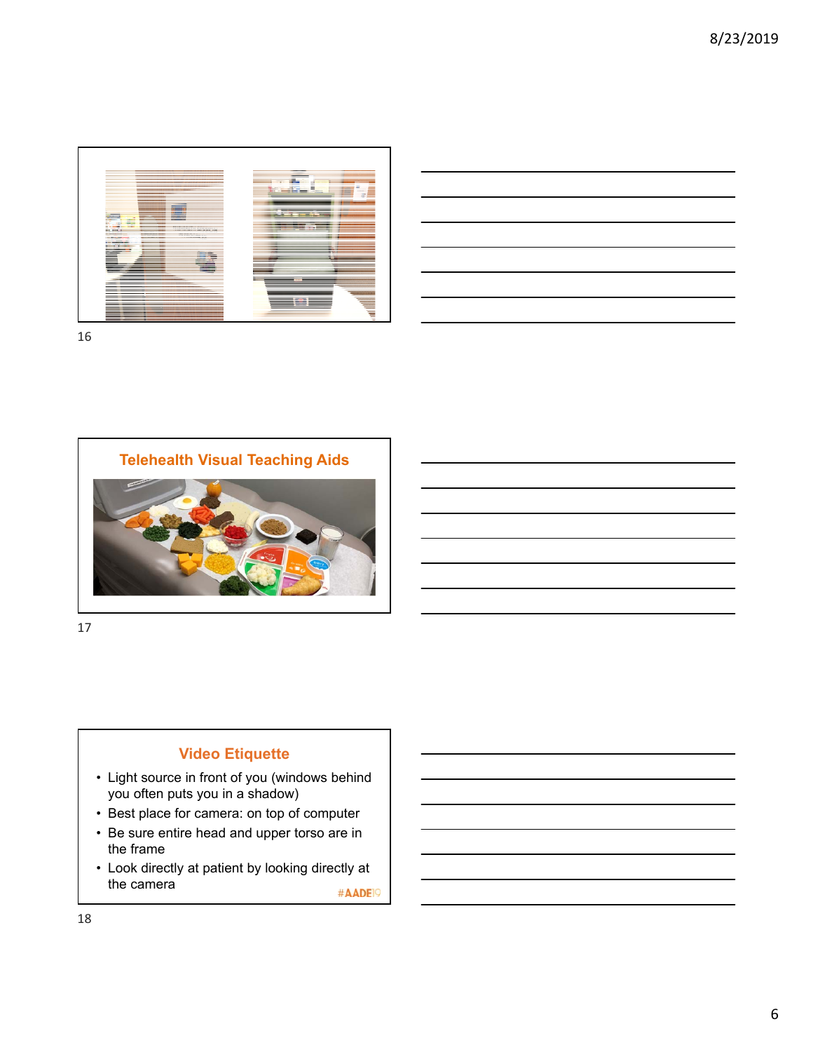## Telehealth Visual Teaching Aids

## Video Etiquette

- Light source in front of you (windows behind you often puts you in a shadow)
- Best place for camera: on top of computer
- Be sure entire head and upper torso are in the frame
- Look directly at patient by looking directly at the camera

#AADE19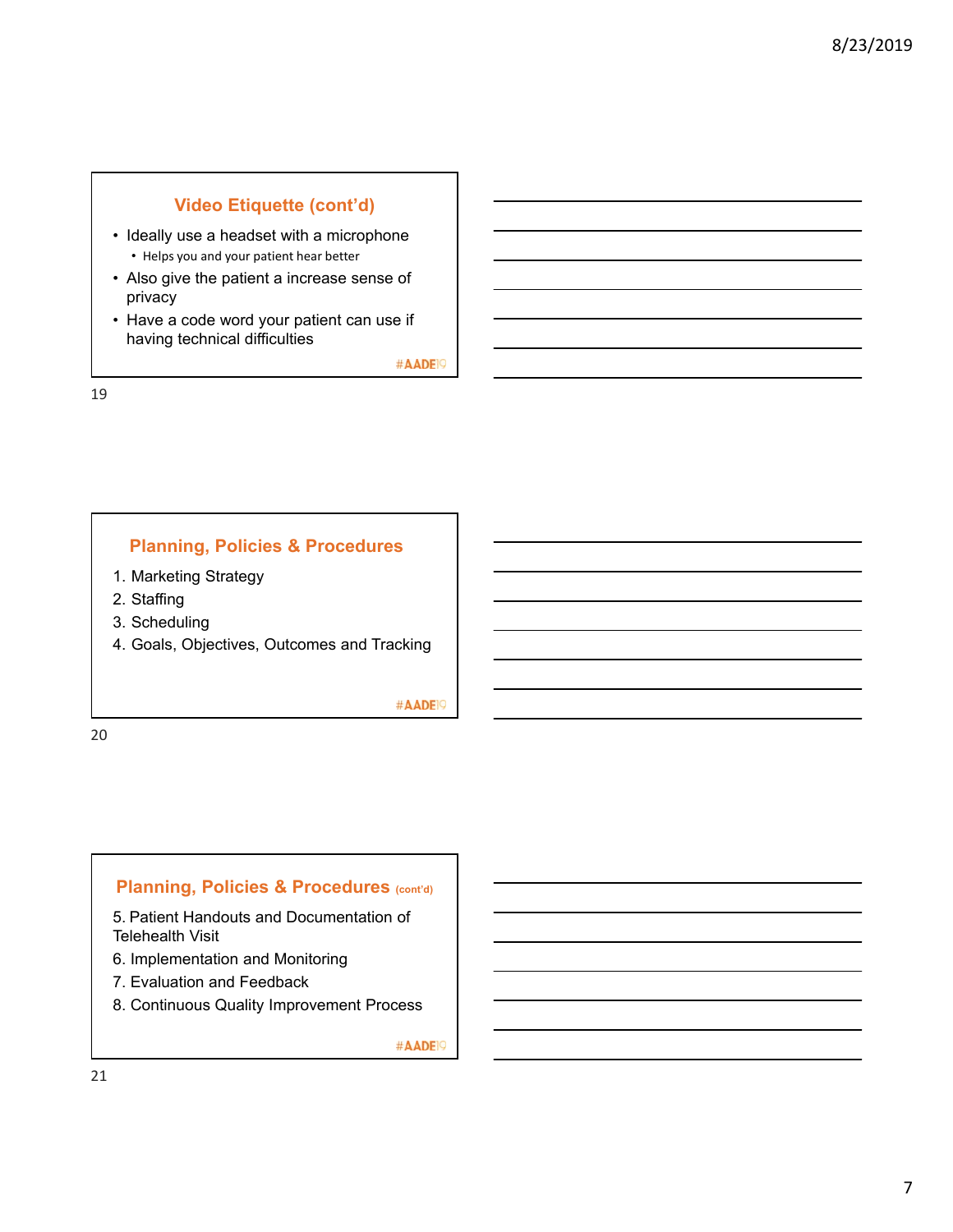## Video Etiquette (cont'd)

- Ideally use a headset with a microphone
  - Helps you and your patient hear better
- Also give the patient a increase sense of privacy
- Have a code word your patient can use if having technical difficulties

#AADE19

## Planning, Policies & Procedures

1. Marketing Strategy
2. Staffing
3. Scheduling
4. Goals, Objectives, Outcomes and Tracking

#AADE19

## Planning, Policies & Procedures (cont'd)

5. Patient Handouts and Documentation of Telehealth Visit
6. Implementation and Monitoring
7. Evaluation and Feedback
8. Continuous Quality Improvement Process

#AADE19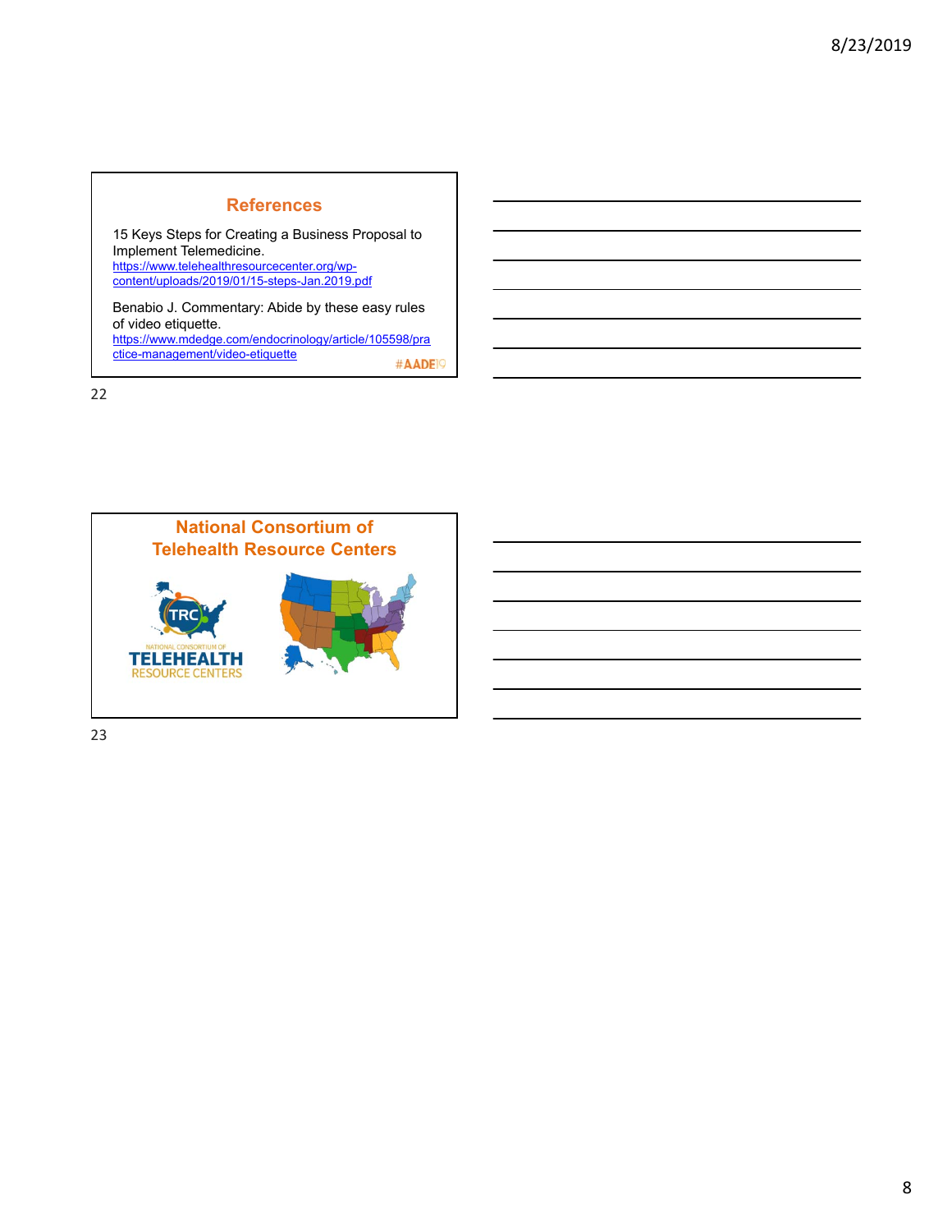## References

15 Keys Steps for Creating a Business Proposal to Implement Telemedicine.
https://www.telehealthresourcecenter.org/wp-content/uploads/2019/01/15-steps-Jan.2019.pdf

Benabio J. Commentary: Abide by these easy rules of video etiquette.
https://www.mdedge.com/endocrinology/article/105598/practice-management/video-etiquette

#AADE19

## National Consortium of Telehealth Resource Centers

TRC

NATIONAL CONSORTIUM OF

TELEHEALTH

RESOURCE CENTERS